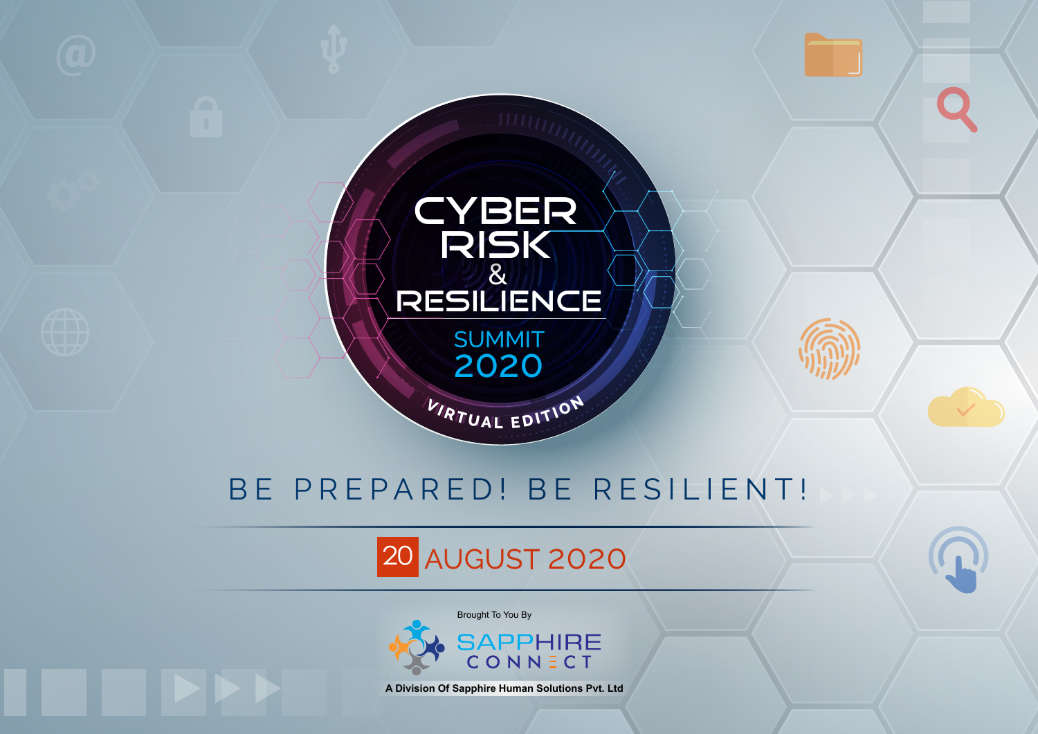# CYBER RISK & RESILIENCE

## SUMMIT 2020

VIRTUAL EDITION

BE PREPARED! BE RESILIENT!

20 AUGUST 2020

Brought To You By

SAPPHIRE CONNECT

A Division Of Sapphire Human Solutions Pvt. Ltd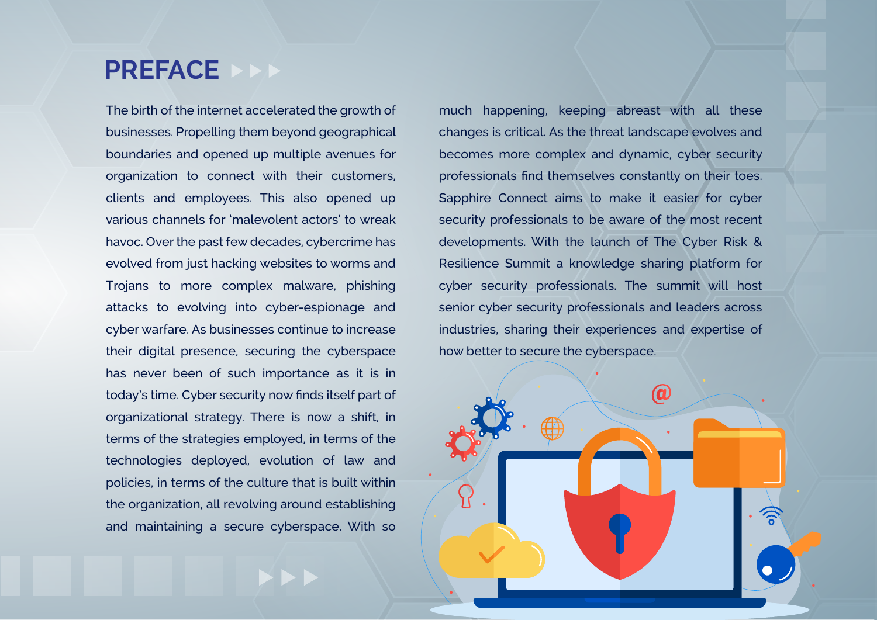# PREFACE

The birth of the internet accelerated the growth of businesses. Propelling them beyond geographical boundaries and opened up multiple avenues for organization to connect with their customers, clients and employees. This also opened up various channels for 'malevolent actors' to wreak havoc. Over the past few decades, cybercrime has evolved from just hacking websites to worms and Trojans to more complex malware, phishing attacks to evolving into cyber-espionage and cyber warfare. As businesses continue to increase their digital presence, securing the cyberspace has never been of such importance as it is in today's time. Cyber security now finds itself part of organizational strategy. There is now a shift, in terms of the strategies employed, in terms of the technologies deployed, evolution of law and policies, in terms of the culture that is built within the organization, all revolving around establishing and maintaining a secure cyberspace. With so much happening, keeping abreast with all these changes is critical. As the threat landscape evolves and becomes more complex and dynamic, cyber security professionals find themselves constantly on their toes. Sapphire Connect aims to make it easier for cyber security professionals to be aware of the most recent developments. With the launch of The Cyber Risk & Resilience Summit a knowledge sharing platform for cyber security professionals. The summit will host senior cyber security professionals and leaders across industries, sharing their experiences and expertise of how better to secure the cyberspace.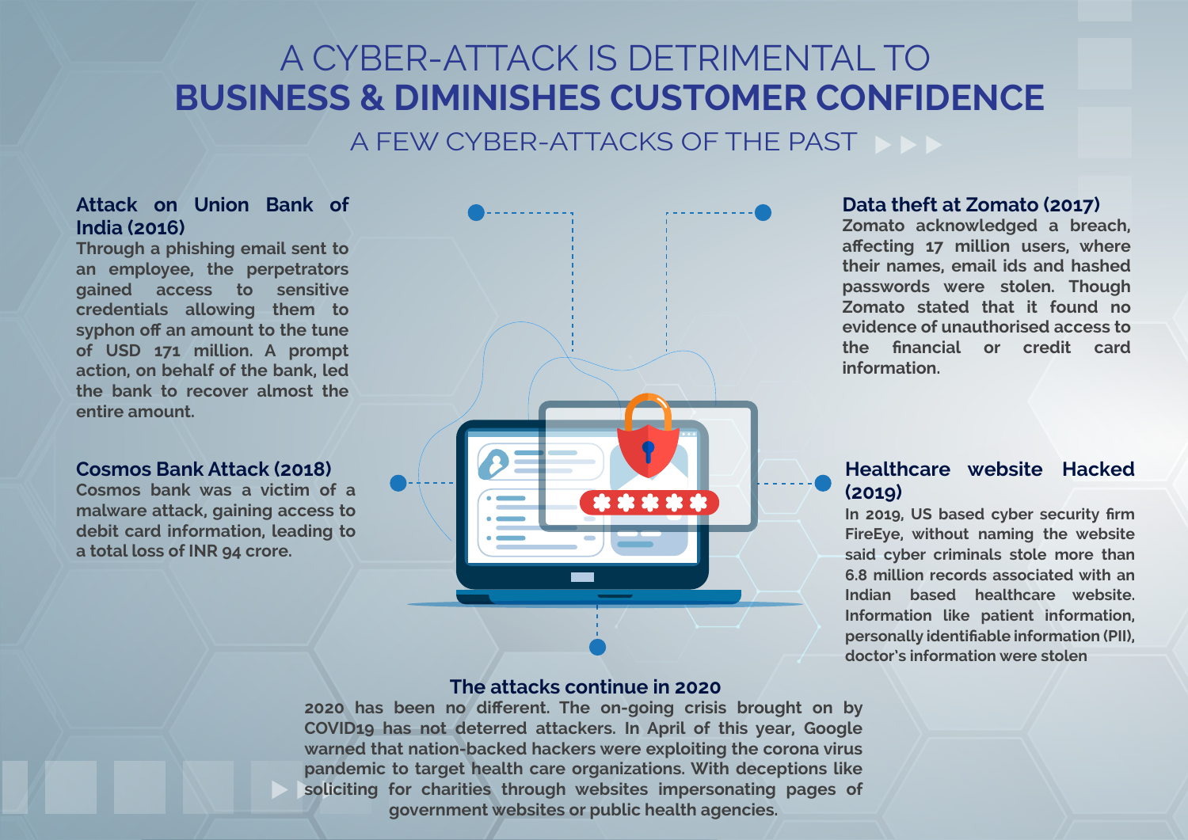# A CYBER-ATTACK IS DETRIMENTAL TO **BUSINESS & DIMINISHES CUSTOMER CONFIDENCE**

## A FEW CYBER-ATTACKS OF THE PAST

### Attack on Union Bank of India (2016)

Through a phishing email sent to an employee, the perpetrators gained access to sensitive credentials allowing them to syphon off an amount to the tune of USD 171 million. A prompt action, on behalf of the bank, led the bank to recover almost the entire amount.

### Cosmos Bank Attack (2018)

Cosmos bank was a victim of a malware attack, gaining access to debit card information, leading to a total loss of INR 94 crore.

### Data theft at Zomato (2017)

Zomato acknowledged a breach, affecting 17 million users, where their names, email ids and hashed passwords were stolen. Though Zomato stated that it found no evidence of unauthorised access to the financial or credit card information.

### Healthcare website Hacked (2019)

In 2019, US based cyber security firm FireEye, without naming the website said cyber criminals stole more than 6.8 million records associated with an Indian based healthcare website. Information like patient information, personally identifiable information (PII), doctor's information were stolen

### The attacks continue in 2020

2020 has been no different. The on-going crisis brought on by COVID19 has not deterred attackers. In April of this year, Google warned that nation-backed hackers were exploiting the corona virus pandemic to target health care organizations. With deceptions like soliciting for charities through websites impersonating pages of government websites or public health agencies.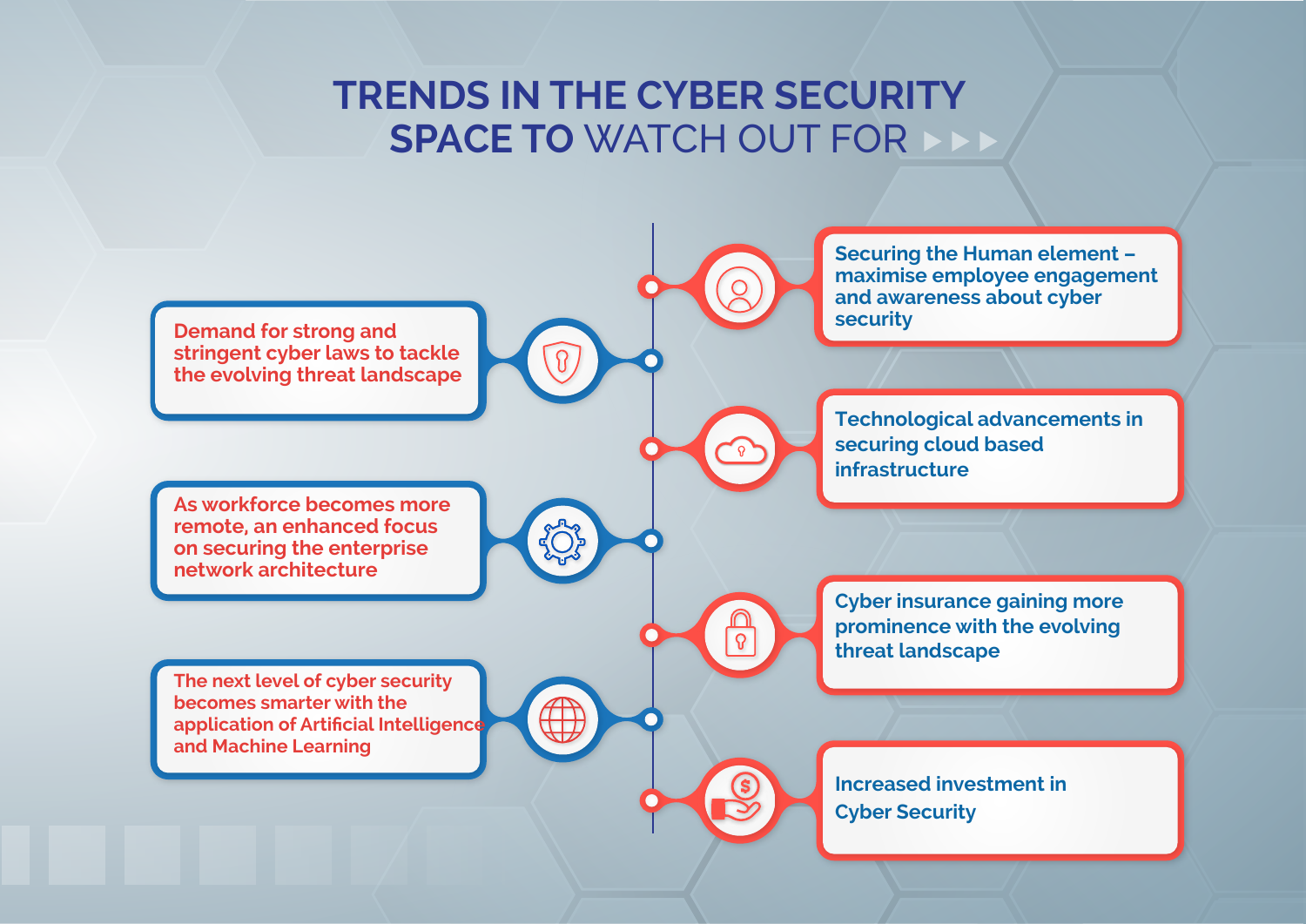# TRENDS IN THE CYBER SECURITY SPACE TO WATCH OUT FOR

- Securing the Human element – maximise employee engagement and awareness about cyber security
- Demand for strong and stringent cyber laws to tackle the evolving threat landscape
- Technological advancements in securing cloud based infrastructure
- As workforce becomes more remote, an enhanced focus on securing the enterprise network architecture
- Cyber insurance gaining more prominence with the evolving threat landscape
- The next level of cyber security becomes smarter with the application of Artificial Intelligence and Machine Learning
- Increased investment in Cyber Security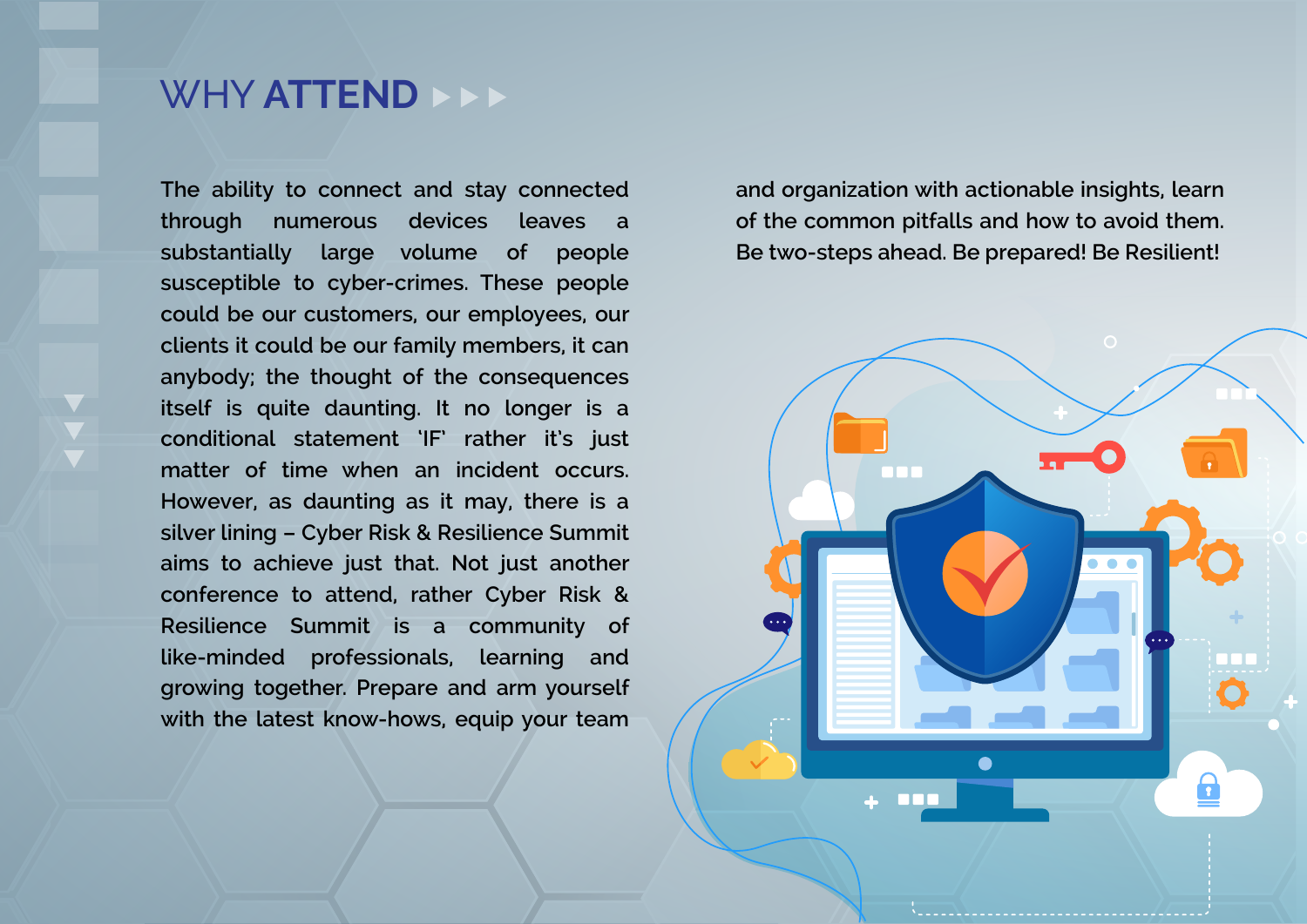# WHY ATTEND

The ability to connect and stay connected through numerous devices leaves a substantially large volume of people susceptible to cyber-crimes. These people could be our customers, our employees, our clients it could be our family members, it can anybody; the thought of the consequences itself is quite daunting. It no longer is a conditional statement 'IF' rather it's just matter of time when an incident occurs. However, as daunting as it may, there is a silver lining – Cyber Risk & Resilience Summit aims to achieve just that. Not just another conference to attend, rather Cyber Risk & Resilience Summit is a community of like-minded professionals, learning and growing together. Prepare and arm yourself with the latest know-hows, equip your team and organization with actionable insights, learn of the common pitfalls and how to avoid them. Be two-steps ahead. Be prepared! Be Resilient!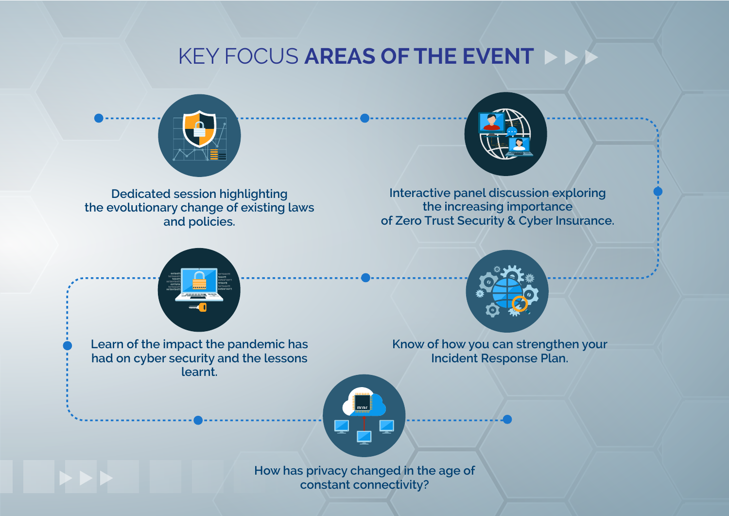# KEY FOCUS **AREAS OF THE EVENT**

- Dedicated session highlighting the evolutionary change of existing laws and policies.
- Interactive panel discussion exploring the increasing importance of Zero Trust Security & Cyber Insurance.
- Learn of the impact the pandemic has had on cyber security and the lessons learnt.
- Know of how you can strengthen your Incident Response Plan.
- How has privacy changed in the age of constant connectivity?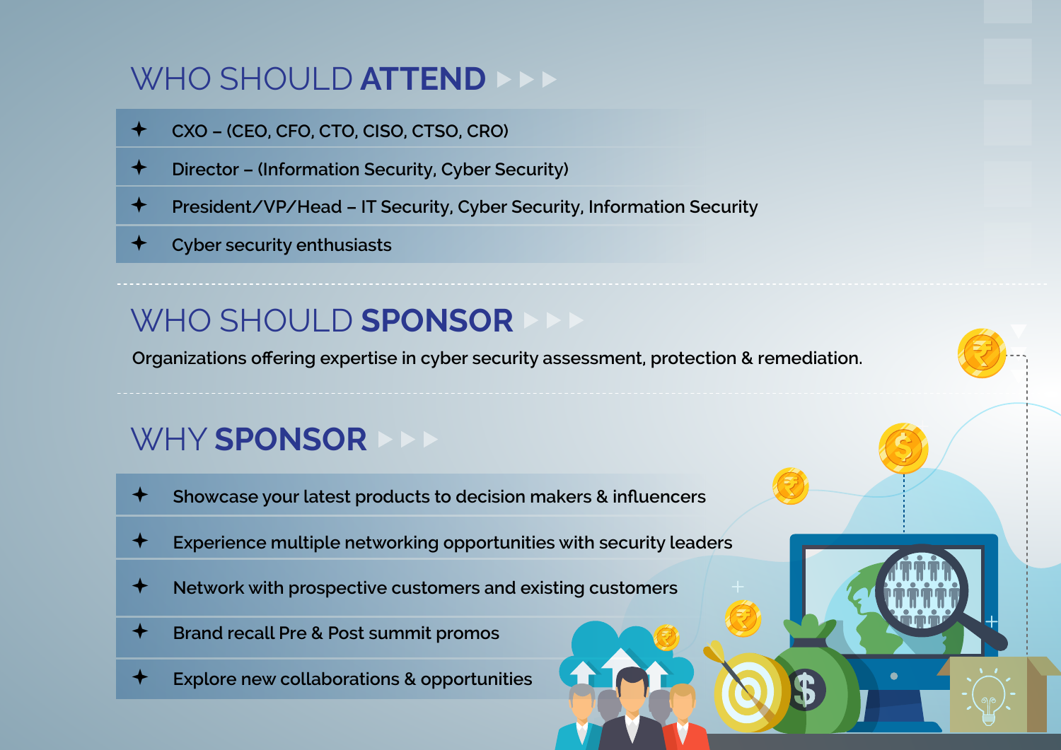## WHO SHOULD ATTEND

- CXO – (CEO, CFO, CTO, CISO, CTSO, CRO)
- Director – (Information Security, Cyber Security)
- President/VP/Head – IT Security, Cyber Security, Information Security
- Cyber security enthusiasts

## WHO SHOULD SPONSOR

Organizations offering expertise in cyber security assessment, protection & remediation.

## WHY SPONSOR

- Showcase your latest products to decision makers & influencers
- Experience multiple networking opportunities with security leaders
- Network with prospective customers and existing customers
- Brand recall Pre & Post summit promos
- Explore new collaborations & opportunities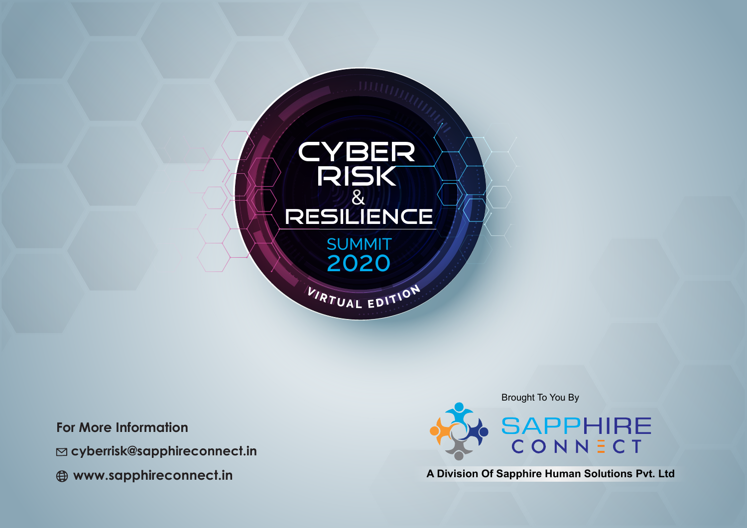# CYBER RISK & RESILIENCE

## SUMMIT 2020

VIRTUAL EDITION

**For More Information**

cyberrisk@sapphireconnect.in

www.sapphireconnect.in

Brought To You By

SAPPHIRE CONNECT

**A Division Of Sapphire Human Solutions Pvt. Ltd**